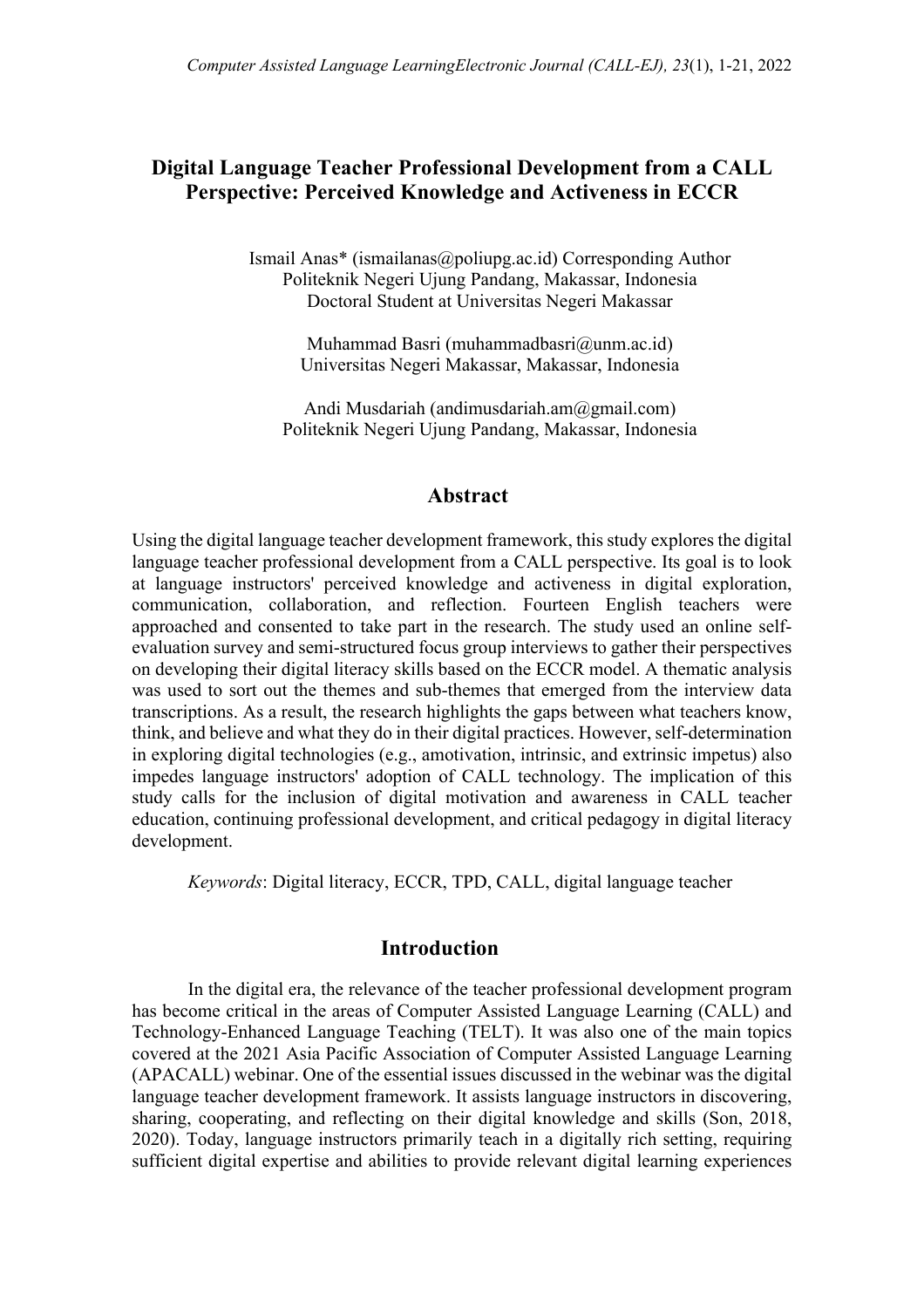# Digital Language Teacher Professional Development from a CALL Perspective: Perceived Knowledge and Activeness in ECCR

Ismail Anas* (ismailanas@poliupg.ac.id) Corresponding Author
Politeknik Negeri Ujung Pandang, Makassar, Indonesia
Doctoral Student at Universitas Negeri Makassar

Muhammad Basri (muhammadbasri@unm.ac.id)
Universitas Negeri Makassar, Makassar, Indonesia

Andi Musdariah (andimusdariah.am@gmail.com)
Politeknik Negeri Ujung Pandang, Makassar, Indonesia

## Abstract

Using the digital language teacher development framework, this study explores the digital language teacher professional development from a CALL perspective. Its goal is to look at language instructors' perceived knowledge and activeness in digital exploration, communication, collaboration, and reflection. Fourteen English teachers were approached and consented to take part in the research. The study used an online self-evaluation survey and semi-structured focus group interviews to gather their perspectives on developing their digital literacy skills based on the ECCR model. A thematic analysis was used to sort out the themes and sub-themes that emerged from the interview data transcriptions. As a result, the research highlights the gaps between what teachers know, think, and believe and what they do in their digital practices. However, self-determination in exploring digital technologies (e.g., amotivation, intrinsic, and extrinsic impetus) also impedes language instructors' adoption of CALL technology. The implication of this study calls for the inclusion of digital motivation and awareness in CALL teacher education, continuing professional development, and critical pedagogy in digital literacy development.

*Keywords*: Digital literacy, ECCR, TPD, CALL, digital language teacher

## Introduction

In the digital era, the relevance of the teacher professional development program has become critical in the areas of Computer Assisted Language Learning (CALL) and Technology-Enhanced Language Teaching (TELT). It was also one of the main topics covered at the 2021 Asia Pacific Association of Computer Assisted Language Learning (APACALL) webinar. One of the essential issues discussed in the webinar was the digital language teacher development framework. It assists language instructors in discovering, sharing, cooperating, and reflecting on their digital knowledge and skills (Son, 2018, 2020). Today, language instructors primarily teach in a digitally rich setting, requiring sufficient digital expertise and abilities to provide relevant digital learning experiences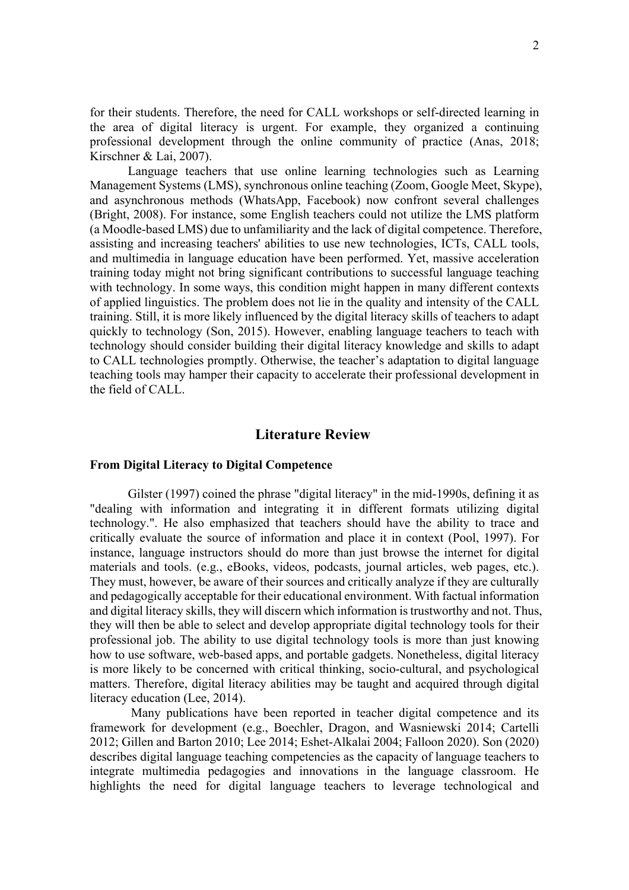for their students. Therefore, the need for CALL workshops or self-directed learning in the area of digital literacy is urgent. For example, they organized a continuing professional development through the online community of practice (Anas, 2018; Kirschner & Lai, 2007).

Language teachers that use online learning technologies such as Learning Management Systems (LMS), synchronous online teaching (Zoom, Google Meet, Skype), and asynchronous methods (WhatsApp, Facebook) now confront several challenges (Bright, 2008). For instance, some English teachers could not utilize the LMS platform (a Moodle-based LMS) due to unfamiliarity and the lack of digital competence. Therefore, assisting and increasing teachers' abilities to use new technologies, ICTs, CALL tools, and multimedia in language education have been performed. Yet, massive acceleration training today might not bring significant contributions to successful language teaching with technology. In some ways, this condition might happen in many different contexts of applied linguistics. The problem does not lie in the quality and intensity of the CALL training. Still, it is more likely influenced by the digital literacy skills of teachers to adapt quickly to technology (Son, 2015). However, enabling language teachers to teach with technology should consider building their digital literacy knowledge and skills to adapt to CALL technologies promptly. Otherwise, the teacher's adaptation to digital language teaching tools may hamper their capacity to accelerate their professional development in the field of CALL.

## Literature Review

### From Digital Literacy to Digital Competence

Gilster (1997) coined the phrase "digital literacy" in the mid-1990s, defining it as "dealing with information and integrating it in different formats utilizing digital technology.". He also emphasized that teachers should have the ability to trace and critically evaluate the source of information and place it in context (Pool, 1997). For instance, language instructors should do more than just browse the internet for digital materials and tools. (e.g., eBooks, videos, podcasts, journal articles, web pages, etc.). They must, however, be aware of their sources and critically analyze if they are culturally and pedagogically acceptable for their educational environment. With factual information and digital literacy skills, they will discern which information is trustworthy and not. Thus, they will then be able to select and develop appropriate digital technology tools for their professional job. The ability to use digital technology tools is more than just knowing how to use software, web-based apps, and portable gadgets. Nonetheless, digital literacy is more likely to be concerned with critical thinking, socio-cultural, and psychological matters. Therefore, digital literacy abilities may be taught and acquired through digital literacy education (Lee, 2014).

Many publications have been reported in teacher digital competence and its framework for development (e.g., Boechler, Dragon, and Wasniewski 2014; Cartelli 2012; Gillen and Barton 2010; Lee 2014; Eshet-Alkalai 2004; Falloon 2020). Son (2020) describes digital language teaching competencies as the capacity of language teachers to integrate multimedia pedagogies and innovations in the language classroom. He highlights the need for digital language teachers to leverage technological and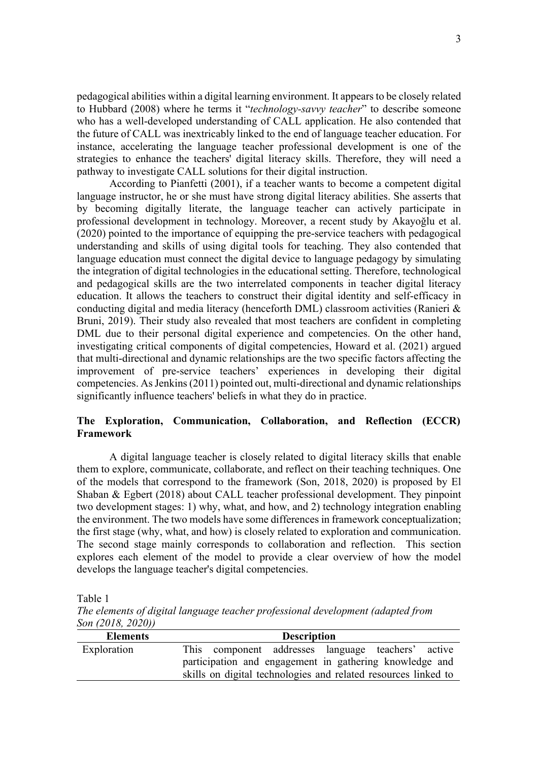pedagogical abilities within a digital learning environment. It appears to be closely related to Hubbard (2008) where he terms it "*technology-savvy teacher*" to describe someone who has a well-developed understanding of CALL application. He also contended that the future of CALL was inextricably linked to the end of language teacher education. For instance, accelerating the language teacher professional development is one of the strategies to enhance the teachers' digital literacy skills. Therefore, they will need a pathway to investigate CALL solutions for their digital instruction.

According to Pianfetti (2001), if a teacher wants to become a competent digital language instructor, he or she must have strong digital literacy abilities. She asserts that by becoming digitally literate, the language teacher can actively participate in professional development in technology. Moreover, a recent study by Akayoğlu et al. (2020) pointed to the importance of equipping the pre-service teachers with pedagogical understanding and skills of using digital tools for teaching. They also contended that language education must connect the digital device to language pedagogy by simulating the integration of digital technologies in the educational setting. Therefore, technological and pedagogical skills are the two interrelated components in teacher digital literacy education. It allows the teachers to construct their digital identity and self-efficacy in conducting digital and media literacy (henceforth DML) classroom activities (Ranieri & Bruni, 2019). Their study also revealed that most teachers are confident in completing DML due to their personal digital experience and competencies. On the other hand, investigating critical components of digital competencies, Howard et al. (2021) argued that multi-directional and dynamic relationships are the two specific factors affecting the improvement of pre-service teachers' experiences in developing their digital competencies. As Jenkins (2011) pointed out, multi-directional and dynamic relationships significantly influence teachers' beliefs in what they do in practice.

## The Exploration, Communication, Collaboration, and Reflection (ECCR) Framework

A digital language teacher is closely related to digital literacy skills that enable them to explore, communicate, collaborate, and reflect on their teaching techniques. One of the models that correspond to the framework (Son, 2018, 2020) is proposed by El Shaban & Egbert (2018) about CALL teacher professional development. They pinpoint two development stages: 1) why, what, and how, and 2) technology integration enabling the environment. The two models have some differences in framework conceptualization; the first stage (why, what, and how) is closely related to exploration and communication. The second stage mainly corresponds to collaboration and reflection. This section explores each element of the model to provide a clear overview of how the model develops the language teacher's digital competencies.

Table 1

*The elements of digital language teacher professional development (adapted from Son (2018, 2020))*

| Elements | Description |
| --- | --- |
| Exploration | This component addresses language teachers' active participation and engagement in gathering knowledge and skills on digital technologies and related resources linked to |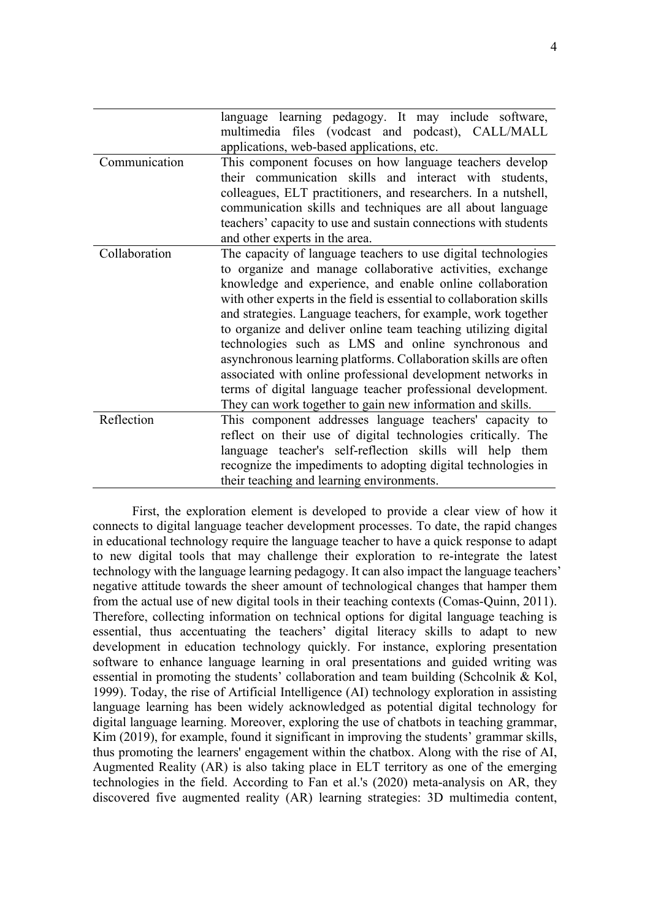| | |
|---|---|
| | language learning pedagogy. It may include software, multimedia files (vodcast and podcast), CALL/MALL applications, web-based applications, etc. |
| Communication | This component focuses on how language teachers develop their communication skills and interact with students, colleagues, ELT practitioners, and researchers. In a nutshell, communication skills and techniques are all about language teachers' capacity to use and sustain connections with students and other experts in the area. |
| Collaboration | The capacity of language teachers to use digital technologies to organize and manage collaborative activities, exchange knowledge and experience, and enable online collaboration with other experts in the field is essential to collaboration skills and strategies. Language teachers, for example, work together to organize and deliver online team teaching utilizing digital technologies such as LMS and online synchronous and asynchronous learning platforms. Collaboration skills are often associated with online professional development networks in terms of digital language teacher professional development. They can work together to gain new information and skills. |
| Reflection | This component addresses language teachers' capacity to reflect on their use of digital technologies critically. The language teacher's self-reflection skills will help them recognize the impediments to adopting digital technologies in their teaching and learning environments. |

First, the exploration element is developed to provide a clear view of how it connects to digital language teacher development processes. To date, the rapid changes in educational technology require the language teacher to have a quick response to adapt to new digital tools that may challenge their exploration to re-integrate the latest technology with the language learning pedagogy. It can also impact the language teachers' negative attitude towards the sheer amount of technological changes that hamper them from the actual use of new digital tools in their teaching contexts (Comas-Quinn, 2011). Therefore, collecting information on technical options for digital language teaching is essential, thus accentuating the teachers' digital literacy skills to adapt to new development in education technology quickly. For instance, exploring presentation software to enhance language learning in oral presentations and guided writing was essential in promoting the students' collaboration and team building (Schcolnik & Kol, 1999). Today, the rise of Artificial Intelligence (AI) technology exploration in assisting language learning has been widely acknowledged as potential digital technology for digital language learning. Moreover, exploring the use of chatbots in teaching grammar, Kim (2019), for example, found it significant in improving the students' grammar skills, thus promoting the learners' engagement within the chatbox. Along with the rise of AI, Augmented Reality (AR) is also taking place in ELT territory as one of the emerging technologies in the field. According to Fan et al.'s (2020) meta-analysis on AR, they discovered five augmented reality (AR) learning strategies: 3D multimedia content,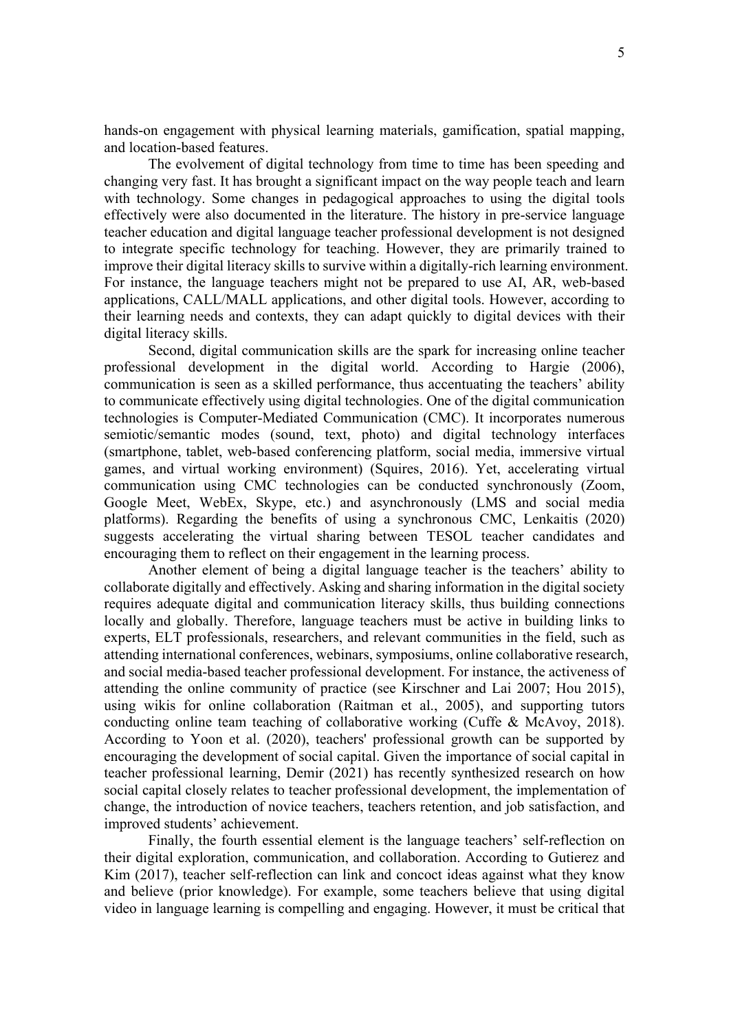hands-on engagement with physical learning materials, gamification, spatial mapping, and location-based features.

The evolvement of digital technology from time to time has been speeding and changing very fast. It has brought a significant impact on the way people teach and learn with technology. Some changes in pedagogical approaches to using the digital tools effectively were also documented in the literature. The history in pre-service language teacher education and digital language teacher professional development is not designed to integrate specific technology for teaching. However, they are primarily trained to improve their digital literacy skills to survive within a digitally-rich learning environment. For instance, the language teachers might not be prepared to use AI, AR, web-based applications, CALL/MALL applications, and other digital tools. However, according to their learning needs and contexts, they can adapt quickly to digital devices with their digital literacy skills.

Second, digital communication skills are the spark for increasing online teacher professional development in the digital world. According to Hargie (2006), communication is seen as a skilled performance, thus accentuating the teachers' ability to communicate effectively using digital technologies. One of the digital communication technologies is Computer-Mediated Communication (CMC). It incorporates numerous semiotic/semantic modes (sound, text, photo) and digital technology interfaces (smartphone, tablet, web-based conferencing platform, social media, immersive virtual games, and virtual working environment) (Squires, 2016). Yet, accelerating virtual communication using CMC technologies can be conducted synchronously (Zoom, Google Meet, WebEx, Skype, etc.) and asynchronously (LMS and social media platforms). Regarding the benefits of using a synchronous CMC, Lenkaitis (2020) suggests accelerating the virtual sharing between TESOL teacher candidates and encouraging them to reflect on their engagement in the learning process.

Another element of being a digital language teacher is the teachers' ability to collaborate digitally and effectively. Asking and sharing information in the digital society requires adequate digital and communication literacy skills, thus building connections locally and globally. Therefore, language teachers must be active in building links to experts, ELT professionals, researchers, and relevant communities in the field, such as attending international conferences, webinars, symposiums, online collaborative research, and social media-based teacher professional development. For instance, the activeness of attending the online community of practice (see Kirschner and Lai 2007; Hou 2015), using wikis for online collaboration (Raitman et al., 2005), and supporting tutors conducting online team teaching of collaborative working (Cuffe & McAvoy, 2018). According to Yoon et al. (2020), teachers' professional growth can be supported by encouraging the development of social capital. Given the importance of social capital in teacher professional learning, Demir (2021) has recently synthesized research on how social capital closely relates to teacher professional development, the implementation of change, the introduction of novice teachers, teachers retention, and job satisfaction, and improved students' achievement.

Finally, the fourth essential element is the language teachers' self-reflection on their digital exploration, communication, and collaboration. According to Gutierez and Kim (2017), teacher self-reflection can link and concoct ideas against what they know and believe (prior knowledge). For example, some teachers believe that using digital video in language learning is compelling and engaging. However, it must be critical that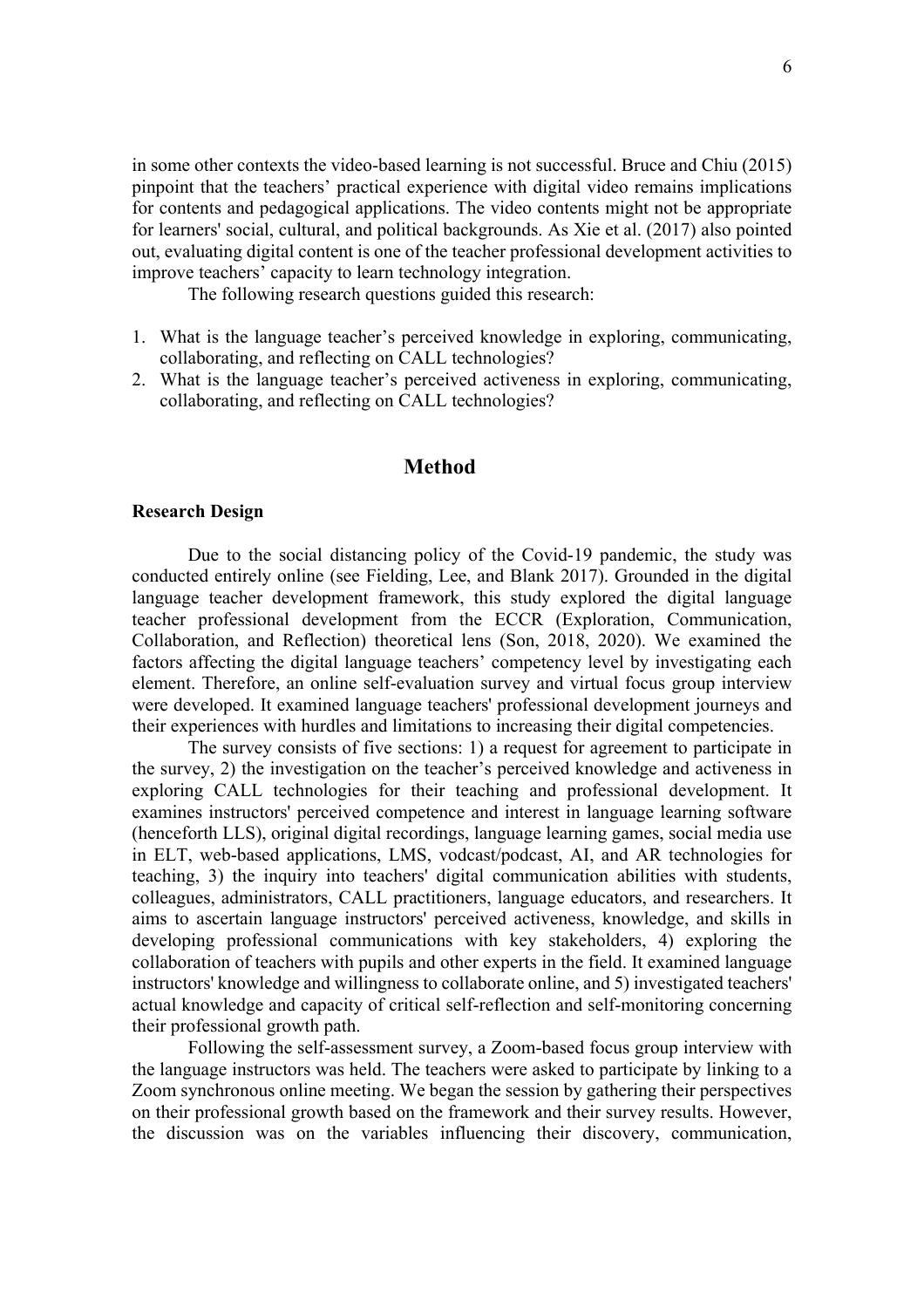in some other contexts the video-based learning is not successful. Bruce and Chiu (2015) pinpoint that the teachers' practical experience with digital video remains implications for contents and pedagogical applications. The video contents might not be appropriate for learners' social, cultural, and political backgrounds. As Xie et al. (2017) also pointed out, evaluating digital content is one of the teacher professional development activities to improve teachers' capacity to learn technology integration.

The following research questions guided this research:

1. What is the language teacher's perceived knowledge in exploring, communicating, collaborating, and reflecting on CALL technologies?
2. What is the language teacher's perceived activeness in exploring, communicating, collaborating, and reflecting on CALL technologies?

## Method

### Research Design

Due to the social distancing policy of the Covid-19 pandemic, the study was conducted entirely online (see Fielding, Lee, and Blank 2017). Grounded in the digital language teacher development framework, this study explored the digital language teacher professional development from the ECCR (Exploration, Communication, Collaboration, and Reflection) theoretical lens (Son, 2018, 2020). We examined the factors affecting the digital language teachers' competency level by investigating each element. Therefore, an online self-evaluation survey and virtual focus group interview were developed. It examined language teachers' professional development journeys and their experiences with hurdles and limitations to increasing their digital competencies.

The survey consists of five sections: 1) a request for agreement to participate in the survey, 2) the investigation on the teacher's perceived knowledge and activeness in exploring CALL technologies for their teaching and professional development. It examines instructors' perceived competence and interest in language learning software (henceforth LLS), original digital recordings, language learning games, social media use in ELT, web-based applications, LMS, vodcast/podcast, AI, and AR technologies for teaching, 3) the inquiry into teachers' digital communication abilities with students, colleagues, administrators, CALL practitioners, language educators, and researchers. It aims to ascertain language instructors' perceived activeness, knowledge, and skills in developing professional communications with key stakeholders, 4) exploring the collaboration of teachers with pupils and other experts in the field. It examined language instructors' knowledge and willingness to collaborate online, and 5) investigated teachers' actual knowledge and capacity of critical self-reflection and self-monitoring concerning their professional growth path.

Following the self-assessment survey, a Zoom-based focus group interview with the language instructors was held. The teachers were asked to participate by linking to a Zoom synchronous online meeting. We began the session by gathering their perspectives on their professional growth based on the framework and their survey results. However, the discussion was on the variables influencing their discovery, communication,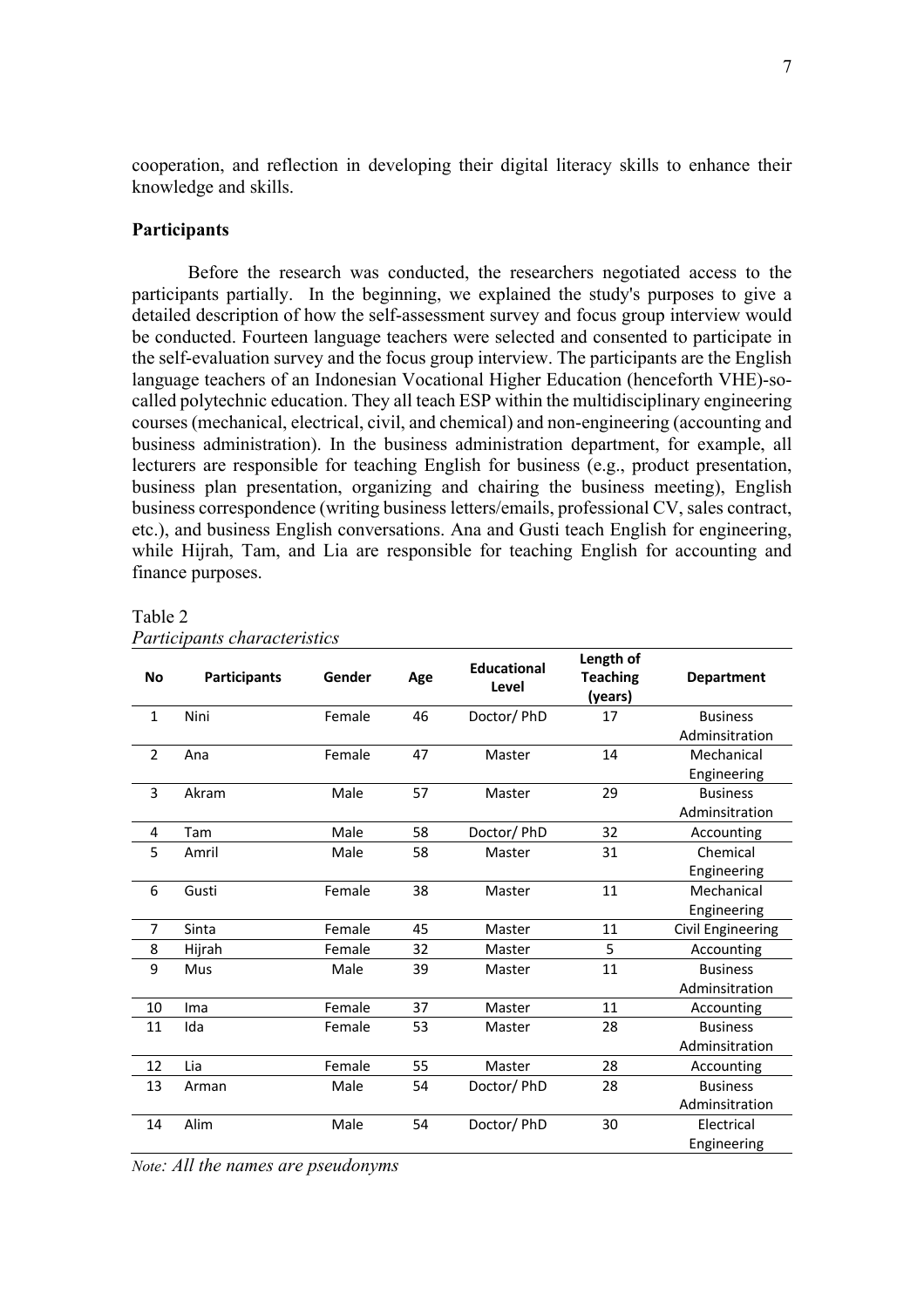cooperation, and reflection in developing their digital literacy skills to enhance their knowledge and skills.

## Participants

Before the research was conducted, the researchers negotiated access to the participants partially. In the beginning, we explained the study's purposes to give a detailed description of how the self-assessment survey and focus group interview would be conducted. Fourteen language teachers were selected and consented to participate in the self-evaluation survey and the focus group interview. The participants are the English language teachers of an Indonesian Vocational Higher Education (henceforth VHE)-so-called polytechnic education. They all teach ESP within the multidisciplinary engineering courses (mechanical, electrical, civil, and chemical) and non-engineering (accounting and business administration). In the business administration department, for example, all lecturers are responsible for teaching English for business (e.g., product presentation, business plan presentation, organizing and chairing the business meeting), English business correspondence (writing business letters/emails, professional CV, sales contract, etc.), and business English conversations. Ana and Gusti teach English for engineering, while Hijrah, Tam, and Lia are responsible for teaching English for accounting and finance purposes.

Table 2
*Participants characteristics*

| No | Participants | Gender | Age | Educational Level | Length of Teaching (years) | Department |
|---|---|---|---|---|---|---|
| 1 | Nini | Female | 46 | Doctor/ PhD | 17 | Business Adminsitration |
| 2 | Ana | Female | 47 | Master | 14 | Mechanical Engineering |
| 3 | Akram | Male | 57 | Master | 29 | Business Adminsitration |
| 4 | Tam | Male | 58 | Doctor/ PhD | 32 | Accounting |
| 5 | Amril | Male | 58 | Master | 31 | Chemical Engineering |
| 6 | Gusti | Female | 38 | Master | 11 | Mechanical Engineering |
| 7 | Sinta | Female | 45 | Master | 11 | Civil Engineering |
| 8 | Hijrah | Female | 32 | Master | 5 | Accounting |
| 9 | Mus | Male | 39 | Master | 11 | Business Adminsitration |
| 10 | Ima | Female | 37 | Master | 11 | Accounting |
| 11 | Ida | Female | 53 | Master | 28 | Business Adminsitration |
| 12 | Lia | Female | 55 | Master | 28 | Accounting |
| 13 | Arman | Male | 54 | Doctor/ PhD | 28 | Business Adminsitration |
| 14 | Alim | Male | 54 | Doctor/ PhD | 30 | Electrical Engineering |

*Note: All the names are pseudonyms*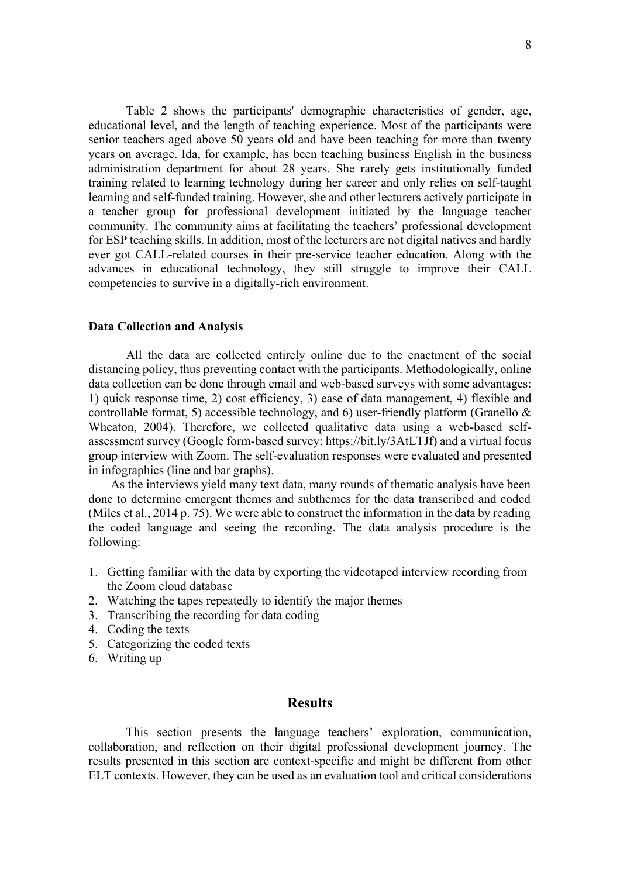Table 2 shows the participants' demographic characteristics of gender, age, educational level, and the length of teaching experience. Most of the participants were senior teachers aged above 50 years old and have been teaching for more than twenty years on average. Ida, for example, has been teaching business English in the business administration department for about 28 years. She rarely gets institutionally funded training related to learning technology during her career and only relies on self-taught learning and self-funded training. However, she and other lecturers actively participate in a teacher group for professional development initiated by the language teacher community. The community aims at facilitating the teachers' professional development for ESP teaching skills. In addition, most of the lecturers are not digital natives and hardly ever got CALL-related courses in their pre-service teacher education. Along with the advances in educational technology, they still struggle to improve their CALL competencies to survive in a digitally-rich environment.

### Data Collection and Analysis

All the data are collected entirely online due to the enactment of the social distancing policy, thus preventing contact with the participants. Methodologically, online data collection can be done through email and web-based surveys with some advantages: 1) quick response time, 2) cost efficiency, 3) ease of data management, 4) flexible and controllable format, 5) accessible technology, and 6) user-friendly platform (Granello & Wheaton, 2004). Therefore, we collected qualitative data using a web-based self-assessment survey (Google form-based survey: https://bit.ly/3AtLTJf) and a virtual focus group interview with Zoom. The self-evaluation responses were evaluated and presented in infographics (line and bar graphs).

As the interviews yield many text data, many rounds of thematic analysis have been done to determine emergent themes and subthemes for the data transcribed and coded (Miles et al., 2014 p. 75). We were able to construct the information in the data by reading the coded language and seeing the recording. The data analysis procedure is the following:

1. Getting familiar with the data by exporting the videotaped interview recording from the Zoom cloud database
2. Watching the tapes repeatedly to identify the major themes
3. Transcribing the recording for data coding
4. Coding the texts
5. Categorizing the coded texts
6. Writing up

## Results

This section presents the language teachers' exploration, communication, collaboration, and reflection on their digital professional development journey. The results presented in this section are context-specific and might be different from other ELT contexts. However, they can be used as an evaluation tool and critical considerations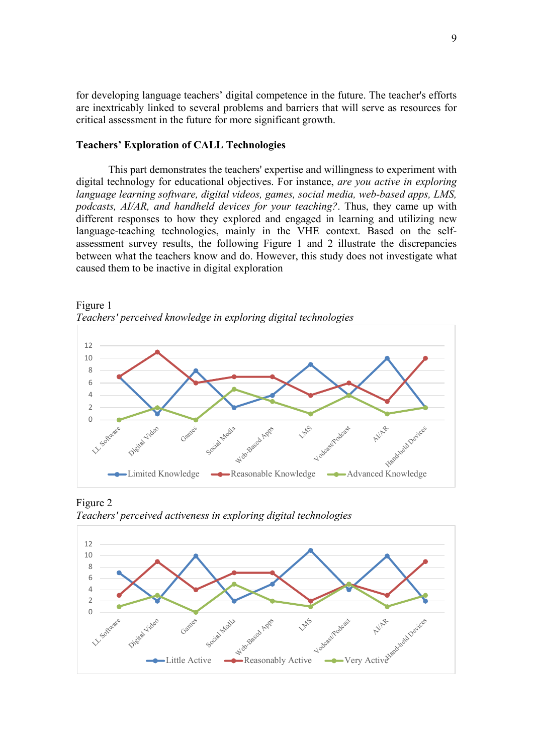for developing language teachers' digital competence in the future. The teacher's efforts are inextricably linked to several problems and barriers that will serve as resources for critical assessment in the future for more significant growth.

**Teachers' Exploration of CALL Technologies**

This part demonstrates the teachers' expertise and willingness to experiment with digital technology for educational objectives. For instance, *are you active in exploring language learning software, digital videos, games, social media, web-based apps, LMS, podcasts, AI/AR, and handheld devices for your teaching?*. Thus, they came up with different responses to how they explored and engaged in learning and utilizing new language-teaching technologies, mainly in the VHE context. Based on the self-assessment survey results, the following Figure 1 and 2 illustrate the discrepancies between what the teachers know and do. However, this study does not investigate what caused them to be inactive in digital exploration

Figure 1
*Teachers' perceived knowledge in exploring digital technologies*

| | LL Software | Digital Video | Games | Social Media | Web-Based Apps | LMS | Vodcast/Podcast | AI/AR | Hand-held Devices |
|---|---|---|---|---|---|---|---|---|---|
| Limited Knowledge | 7 | 1 | 8 | 2 | 4 | 9 | 4 | 10 | 2 |
| Reasonable Knowledge | 7 | 11 | 6 | 7 | 7 | 4 | 6 | 3 | 10 |
| Advanced Knowledge | 0 | 2 | 0 | 5 | 3 | 1 | 4 | 1 | 2 |

Figure 2
*Teachers' perceived activeness in exploring digital technologies*

| | LL Software | Digital Video | Games | Social Media | Web-Based Apps | LMS | Vodcast/Podcast | AI/AR | Hand-held Devices |
|---|---|---|---|---|---|---|---|---|---|
| Little Active | 7 | 2 | 10 | 2 | 5 | 11 | 4 | 10 | 2 |
| Reasonably Active | 3 | 9 | 4 | 7 | 7 | 2 | 5 | 3 | 9 |
| Very Active | 1 | 3 | 0 | 5 | 2 | 1 | 5 | 1 | 3 |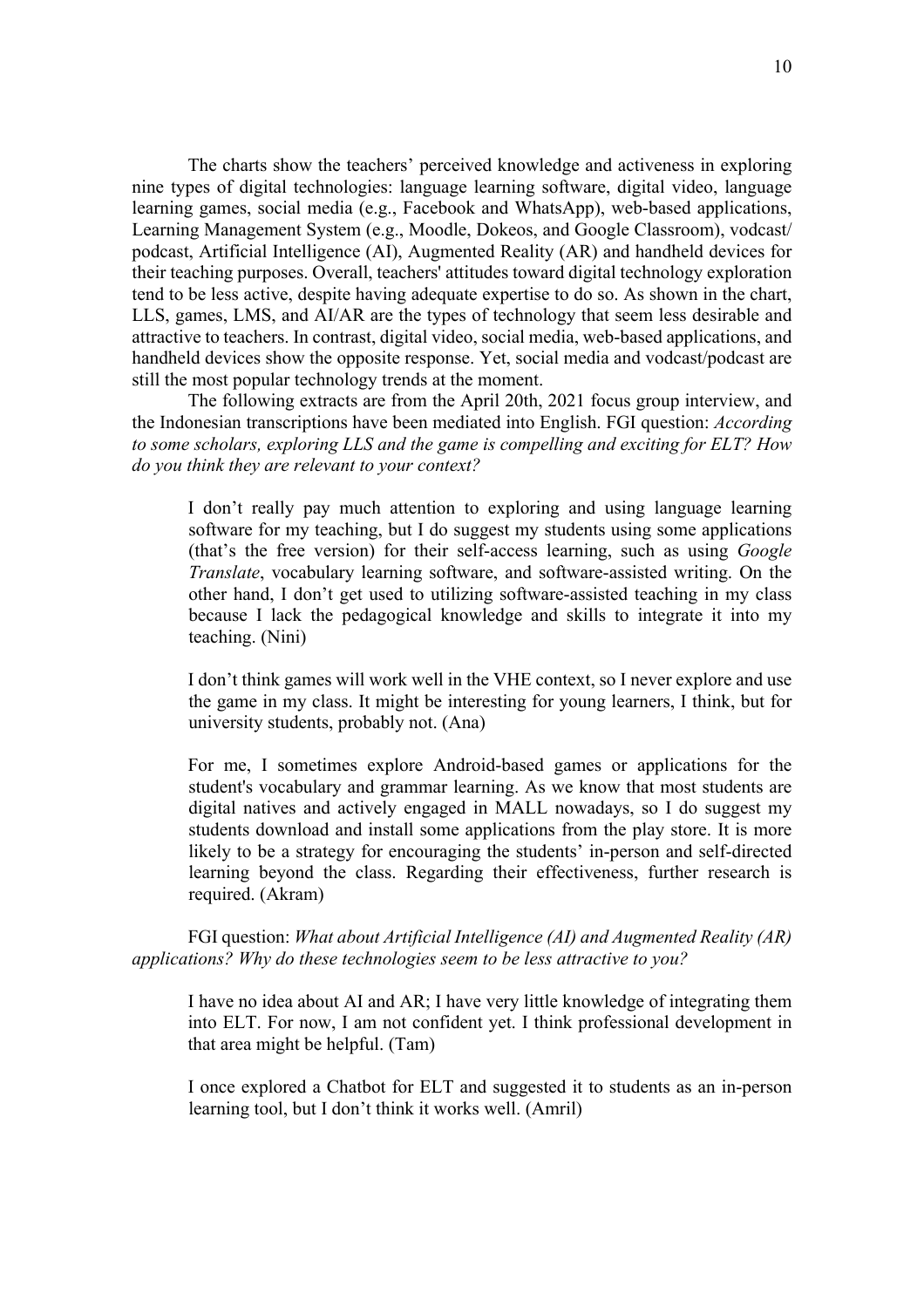The charts show the teachers' perceived knowledge and activeness in exploring nine types of digital technologies: language learning software, digital video, language learning games, social media (e.g., Facebook and WhatsApp), web-based applications, Learning Management System (e.g., Moodle, Dokeos, and Google Classroom), vodcast/ podcast, Artificial Intelligence (AI), Augmented Reality (AR) and handheld devices for their teaching purposes. Overall, teachers' attitudes toward digital technology exploration tend to be less active, despite having adequate expertise to do so. As shown in the chart, LLS, games, LMS, and AI/AR are the types of technology that seem less desirable and attractive to teachers. In contrast, digital video, social media, web-based applications, and handheld devices show the opposite response. Yet, social media and vodcast/podcast are still the most popular technology trends at the moment.

The following extracts are from the April 20th, 2021 focus group interview, and the Indonesian transcriptions have been mediated into English. FGI question: *According to some scholars, exploring LLS and the game is compelling and exciting for ELT? How do you think they are relevant to your context?*

> I don't really pay much attention to exploring and using language learning software for my teaching, but I do suggest my students using some applications (that's the free version) for their self-access learning, such as using *Google Translate*, vocabulary learning software, and software-assisted writing. On the other hand, I don't get used to utilizing software-assisted teaching in my class because I lack the pedagogical knowledge and skills to integrate it into my teaching. (Nini)

> I don't think games will work well in the VHE context, so I never explore and use the game in my class. It might be interesting for young learners, I think, but for university students, probably not. (Ana)

> For me, I sometimes explore Android-based games or applications for the student's vocabulary and grammar learning. As we know that most students are digital natives and actively engaged in MALL nowadays, so I do suggest my students download and install some applications from the play store. It is more likely to be a strategy for encouraging the students' in-person and self-directed learning beyond the class. Regarding their effectiveness, further research is required. (Akram)

FGI question: *What about Artificial Intelligence (AI) and Augmented Reality (AR) applications? Why do these technologies seem to be less attractive to you?*

> I have no idea about AI and AR; I have very little knowledge of integrating them into ELT. For now, I am not confident yet. I think professional development in that area might be helpful. (Tam)

> I once explored a Chatbot for ELT and suggested it to students as an in-person learning tool, but I don't think it works well. (Amril)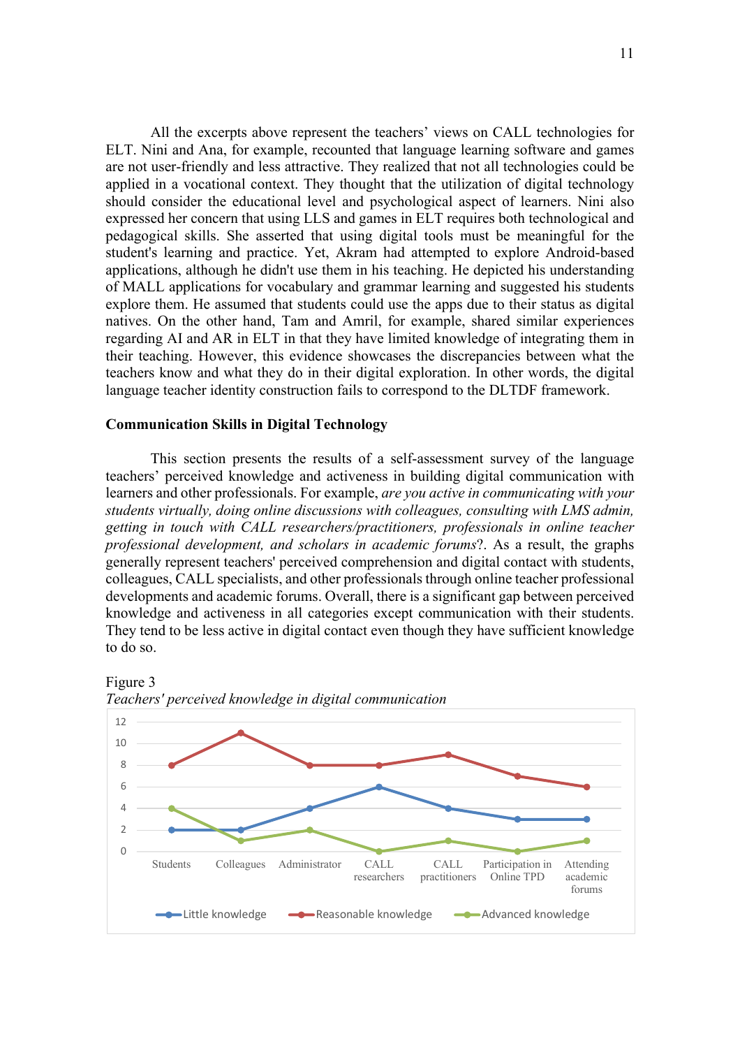All the excerpts above represent the teachers' views on CALL technologies for ELT. Nini and Ana, for example, recounted that language learning software and games are not user-friendly and less attractive. They realized that not all technologies could be applied in a vocational context. They thought that the utilization of digital technology should consider the educational level and psychological aspect of learners. Nini also expressed her concern that using LLS and games in ELT requires both technological and pedagogical skills. She asserted that using digital tools must be meaningful for the student's learning and practice. Yet, Akram had attempted to explore Android-based applications, although he didn't use them in his teaching. He depicted his understanding of MALL applications for vocabulary and grammar learning and suggested his students explore them. He assumed that students could use the apps due to their status as digital natives. On the other hand, Tam and Amril, for example, shared similar experiences regarding AI and AR in ELT in that they have limited knowledge of integrating them in their teaching. However, this evidence showcases the discrepancies between what the teachers know and what they do in their digital exploration. In other words, the digital language teacher identity construction fails to correspond to the DLTDF framework.

### Communication Skills in Digital Technology

This section presents the results of a self-assessment survey of the language teachers' perceived knowledge and activeness in building digital communication with learners and other professionals. For example, *are you active in communicating with your students virtually, doing online discussions with colleagues, consulting with LMS admin, getting in touch with CALL researchers/practitioners, professionals in online teacher professional development, and scholars in academic forums*?. As a result, the graphs generally represent teachers' perceived comprehension and digital contact with students, colleagues, CALL specialists, and other professionals through online teacher professional developments and academic forums. Overall, there is a significant gap between perceived knowledge and activeness in all categories except communication with their students. They tend to be less active in digital contact even though they have sufficient knowledge to do so.

Figure 3

*Teachers' perceived knowledge in digital communication*

| | Students | Colleagues | Administrator | CALL researchers | CALL practitioners | Participation in Online TPD | Attending academic forums |
|---|---|---|---|---|---|---|---|
| Little knowledge | 2 | 2 | 4 | 6 | 4 | 3 | 3 |
| Reasonable knowledge | 8 | 11 | 8 | 8 | 9 | 7 | 6 |
| Advanced knowledge | 4 | 1 | 2 | 0 | 1 | 0 | 1 |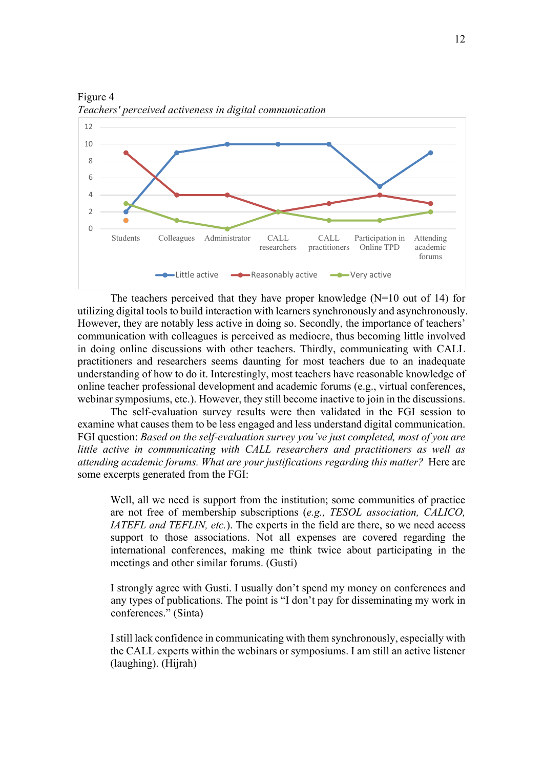Figure 4

*Teachers' perceived activeness in digital communication*

The teachers perceived that they have proper knowledge (N=10 out of 14) for utilizing digital tools to build interaction with learners synchronously and asynchronously. However, they are notably less active in doing so. Secondly, the importance of teachers' communication with colleagues is perceived as mediocre, thus becoming little involved in doing online discussions with other teachers. Thirdly, communicating with CALL practitioners and researchers seems daunting for most teachers due to an inadequate understanding of how to do it. Interestingly, most teachers have reasonable knowledge of online teacher professional development and academic forums (e.g., virtual conferences, webinar symposiums, etc.). However, they still become inactive to join in the discussions.

The self-evaluation survey results were then validated in the FGI session to examine what causes them to be less engaged and less understand digital communication. FGI question: *Based on the self-evaluation survey you've just completed, most of you are little active in communicating with CALL researchers and practitioners as well as attending academic forums. What are your justifications regarding this matter?* Here are some excerpts generated from the FGI:

> Well, all we need is support from the institution; some communities of practice are not free of membership subscriptions (*e.g., TESOL association, CALICO, IATEFL and TEFLIN, etc.*). The experts in the field are there, so we need access support to those associations. Not all expenses are covered regarding the international conferences, making me think twice about participating in the meetings and other similar forums. (Gusti)

> I strongly agree with Gusti. I usually don't spend my money on conferences and any types of publications. The point is "I don't pay for disseminating my work in conferences." (Sinta)

> I still lack confidence in communicating with them synchronously, especially with the CALL experts within the webinars or symposiums. I am still an active listener (laughing). (Hijrah)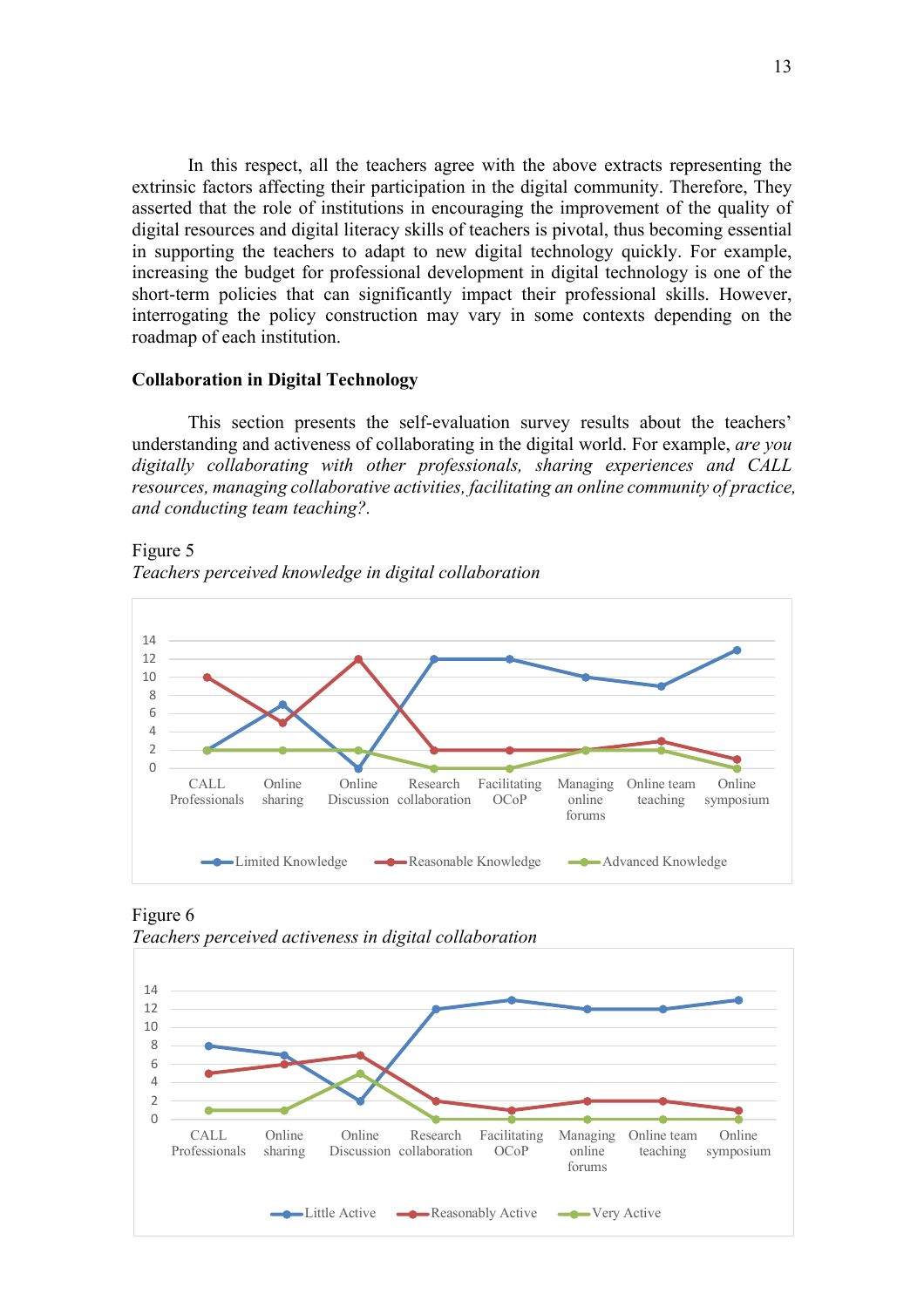In this respect, all the teachers agree with the above extracts representing the extrinsic factors affecting their participation in the digital community. Therefore, They asserted that the role of institutions in encouraging the improvement of the quality of digital resources and digital literacy skills of teachers is pivotal, thus becoming essential in supporting the teachers to adapt to new digital technology quickly. For example, increasing the budget for professional development in digital technology is one of the short-term policies that can significantly impact their professional skills. However, interrogating the policy construction may vary in some contexts depending on the roadmap of each institution.

### Collaboration in Digital Technology

This section presents the self-evaluation survey results about the teachers' understanding and activeness of collaborating in the digital world. For example, *are you digitally collaborating with other professionals, sharing experiences and CALL resources, managing collaborative activities, facilitating an online community of practice, and conducting team teaching?*.

Figure 5

*Teachers perceived knowledge in digital collaboration*

Figure 6

*Teachers perceived activeness in digital collaboration*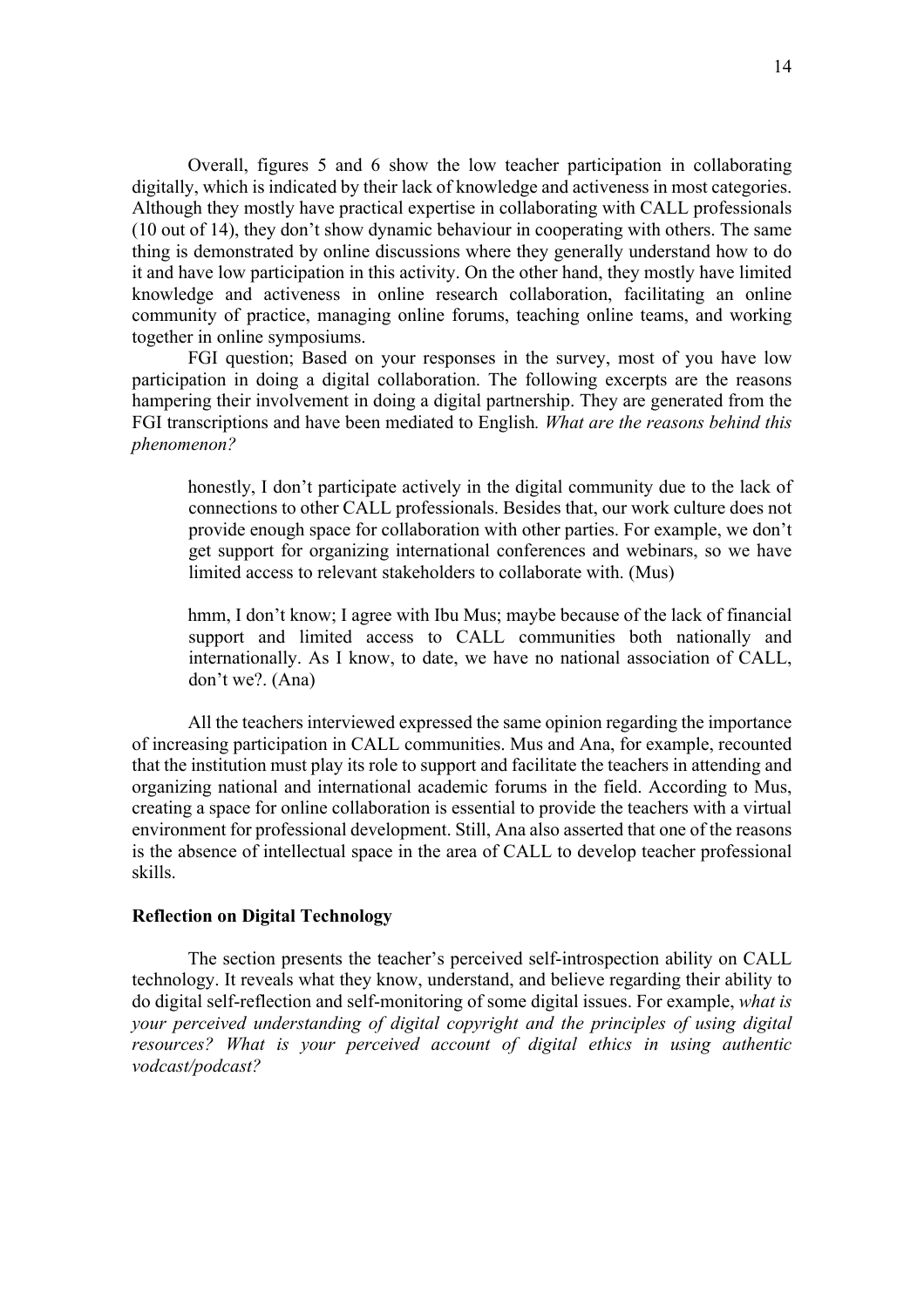Overall, figures 5 and 6 show the low teacher participation in collaborating digitally, which is indicated by their lack of knowledge and activeness in most categories. Although they mostly have practical expertise in collaborating with CALL professionals (10 out of 14), they don't show dynamic behaviour in cooperating with others. The same thing is demonstrated by online discussions where they generally understand how to do it and have low participation in this activity. On the other hand, they mostly have limited knowledge and activeness in online research collaboration, facilitating an online community of practice, managing online forums, teaching online teams, and working together in online symposiums.

FGI question; Based on your responses in the survey, most of you have low participation in doing a digital collaboration. The following excerpts are the reasons hampering their involvement in doing a digital partnership. They are generated from the FGI transcriptions and have been mediated to English. *What are the reasons behind this phenomenon?*

> honestly, I don't participate actively in the digital community due to the lack of connections to other CALL professionals. Besides that, our work culture does not provide enough space for collaboration with other parties. For example, we don't get support for organizing international conferences and webinars, so we have limited access to relevant stakeholders to collaborate with. (Mus)

> hmm, I don't know; I agree with Ibu Mus; maybe because of the lack of financial support and limited access to CALL communities both nationally and internationally. As I know, to date, we have no national association of CALL, don't we?. (Ana)

All the teachers interviewed expressed the same opinion regarding the importance of increasing participation in CALL communities. Mus and Ana, for example, recounted that the institution must play its role to support and facilitate the teachers in attending and organizing national and international academic forums in the field. According to Mus, creating a space for online collaboration is essential to provide the teachers with a virtual environment for professional development. Still, Ana also asserted that one of the reasons is the absence of intellectual space in the area of CALL to develop teacher professional skills.

**Reflection on Digital Technology**

The section presents the teacher's perceived self-introspection ability on CALL technology. It reveals what they know, understand, and believe regarding their ability to do digital self-reflection and self-monitoring of some digital issues. For example, *what is your perceived understanding of digital copyright and the principles of using digital resources? What is your perceived account of digital ethics in using authentic vodcast/podcast?*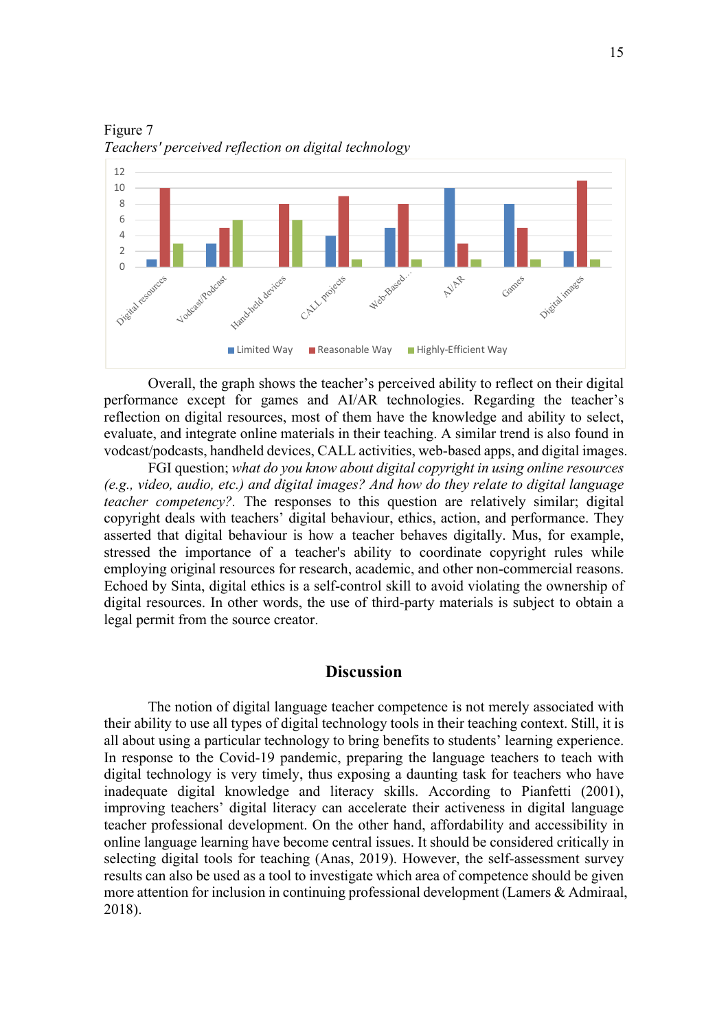Figure 7

*Teachers' perceived reflection on digital technology*

| | Limited Way | Reasonable Way | Highly-Efficient Way |
|---|---|---|---|
| Digital resources | 1 | 10 | 3 |
| Vodcast/Podcast | 3 | 5 | 6 |
| Hand-held devices | | 8 | 6 |
| CALL projects | 4 | 9 | 1 |
| Web-Based... | 5 | 8 | 1 |
| AI/AR | 10 | 3 | 1 |
| Games | 8 | 5 | 1 |
| Digital images | 2 | 11 | 1 |

Overall, the graph shows the teacher's perceived ability to reflect on their digital performance except for games and AI/AR technologies. Regarding the teacher's reflection on digital resources, most of them have the knowledge and ability to select, evaluate, and integrate online materials in their teaching. A similar trend is also found in vodcast/podcasts, handheld devices, CALL activities, web-based apps, and digital images.

FGI question; *what do you know about digital copyright in using online resources (e.g., video, audio, etc.) and digital images? And how do they relate to digital language teacher competency?*. The responses to this question are relatively similar; digital copyright deals with teachers' digital behaviour, ethics, action, and performance. They asserted that digital behaviour is how a teacher behaves digitally. Mus, for example, stressed the importance of a teacher's ability to coordinate copyright rules while employing original resources for research, academic, and other non-commercial reasons. Echoed by Sinta, digital ethics is a self-control skill to avoid violating the ownership of digital resources. In other words, the use of third-party materials is subject to obtain a legal permit from the source creator.

## Discussion

The notion of digital language teacher competence is not merely associated with their ability to use all types of digital technology tools in their teaching context. Still, it is all about using a particular technology to bring benefits to students' learning experience. In response to the Covid-19 pandemic, preparing the language teachers to teach with digital technology is very timely, thus exposing a daunting task for teachers who have inadequate digital knowledge and literacy skills. According to Pianfetti (2001), improving teachers' digital literacy can accelerate their activeness in digital language teacher professional development. On the other hand, affordability and accessibility in online language learning have become central issues. It should be considered critically in selecting digital tools for teaching (Anas, 2019). However, the self-assessment survey results can also be used as a tool to investigate which area of competence should be given more attention for inclusion in continuing professional development (Lamers & Admiraal, 2018).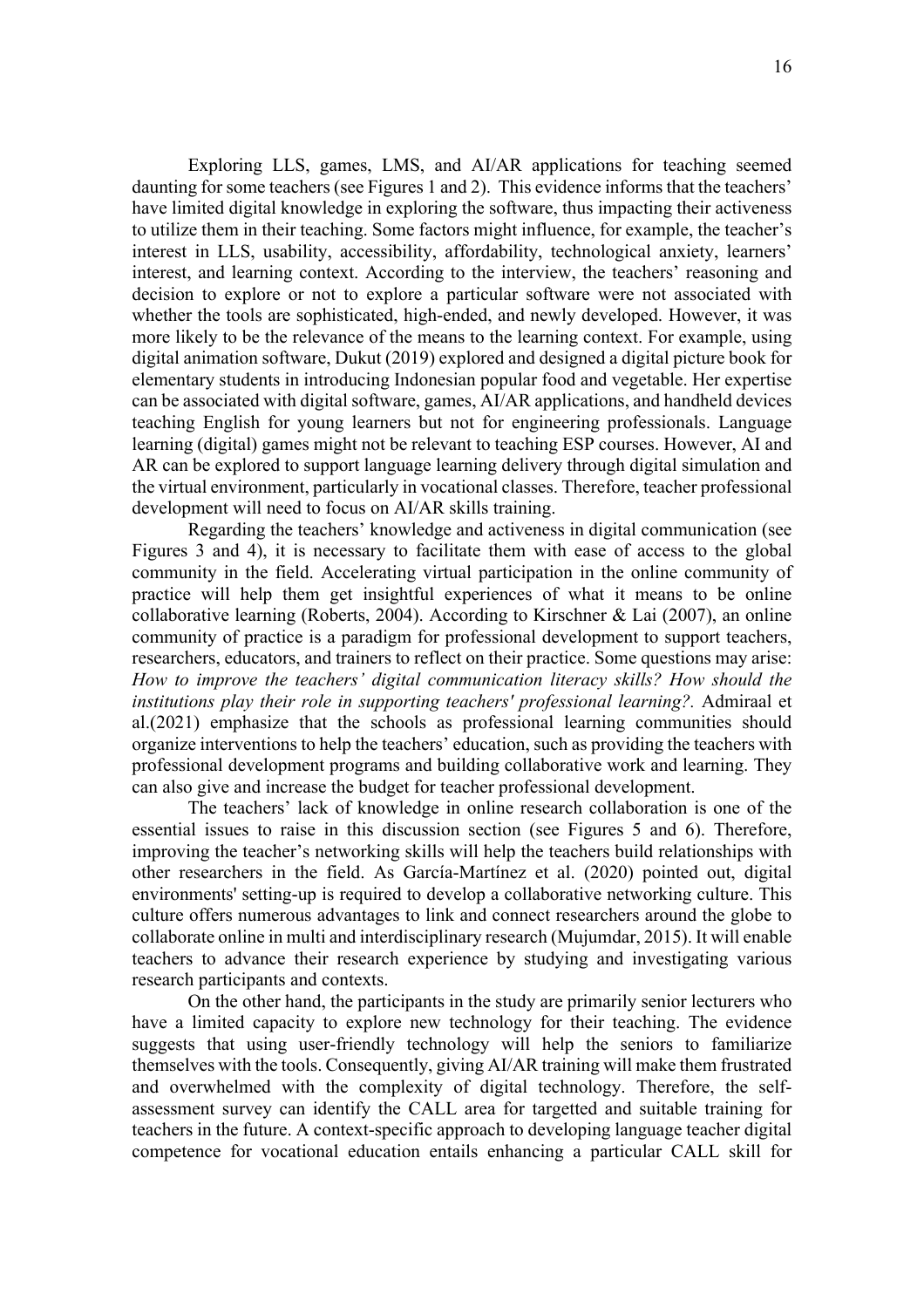Exploring LLS, games, LMS, and AI/AR applications for teaching seemed daunting for some teachers (see Figures 1 and 2). This evidence informs that the teachers' have limited digital knowledge in exploring the software, thus impacting their activeness to utilize them in their teaching. Some factors might influence, for example, the teacher's interest in LLS, usability, accessibility, affordability, technological anxiety, learners' interest, and learning context. According to the interview, the teachers' reasoning and decision to explore or not to explore a particular software were not associated with whether the tools are sophisticated, high-ended, and newly developed. However, it was more likely to be the relevance of the means to the learning context. For example, using digital animation software, Dukut (2019) explored and designed a digital picture book for elementary students in introducing Indonesian popular food and vegetable. Her expertise can be associated with digital software, games, AI/AR applications, and handheld devices teaching English for young learners but not for engineering professionals. Language learning (digital) games might not be relevant to teaching ESP courses. However, AI and AR can be explored to support language learning delivery through digital simulation and the virtual environment, particularly in vocational classes. Therefore, teacher professional development will need to focus on AI/AR skills training.

Regarding the teachers' knowledge and activeness in digital communication (see Figures 3 and 4), it is necessary to facilitate them with ease of access to the global community in the field. Accelerating virtual participation in the online community of practice will help them get insightful experiences of what it means to be online collaborative learning (Roberts, 2004). According to Kirschner & Lai (2007), an online community of practice is a paradigm for professional development to support teachers, researchers, educators, and trainers to reflect on their practice. Some questions may arise: *How to improve the teachers' digital communication literacy skills? How should the institutions play their role in supporting teachers' professional learning?.* Admiraal et al.(2021) emphasize that the schools as professional learning communities should organize interventions to help the teachers' education, such as providing the teachers with professional development programs and building collaborative work and learning. They can also give and increase the budget for teacher professional development.

The teachers' lack of knowledge in online research collaboration is one of the essential issues to raise in this discussion section (see Figures 5 and 6). Therefore, improving the teacher's networking skills will help the teachers build relationships with other researchers in the field. As García-Martínez et al. (2020) pointed out, digital environments' setting-up is required to develop a collaborative networking culture. This culture offers numerous advantages to link and connect researchers around the globe to collaborate online in multi and interdisciplinary research (Mujumdar, 2015). It will enable teachers to advance their research experience by studying and investigating various research participants and contexts.

On the other hand, the participants in the study are primarily senior lecturers who have a limited capacity to explore new technology for their teaching. The evidence suggests that using user-friendly technology will help the seniors to familiarize themselves with the tools. Consequently, giving AI/AR training will make them frustrated and overwhelmed with the complexity of digital technology. Therefore, the self-assessment survey can identify the CALL area for targetted and suitable training for teachers in the future. A context-specific approach to developing language teacher digital competence for vocational education entails enhancing a particular CALL skill for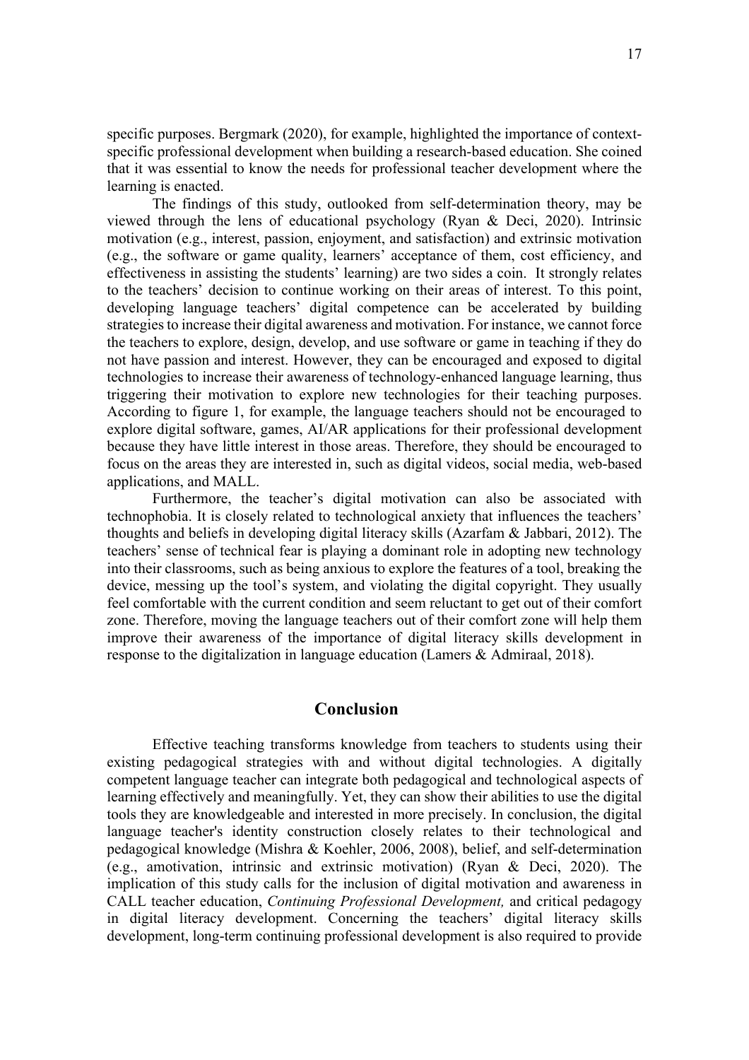specific purposes. Bergmark (2020), for example, highlighted the importance of context-specific professional development when building a research-based education. She coined that it was essential to know the needs for professional teacher development where the learning is enacted.

The findings of this study, outlooked from self-determination theory, may be viewed through the lens of educational psychology (Ryan & Deci, 2020). Intrinsic motivation (e.g., interest, passion, enjoyment, and satisfaction) and extrinsic motivation (e.g., the software or game quality, learners' acceptance of them, cost efficiency, and effectiveness in assisting the students' learning) are two sides a coin. It strongly relates to the teachers' decision to continue working on their areas of interest. To this point, developing language teachers' digital competence can be accelerated by building strategies to increase their digital awareness and motivation. For instance, we cannot force the teachers to explore, design, develop, and use software or game in teaching if they do not have passion and interest. However, they can be encouraged and exposed to digital technologies to increase their awareness of technology-enhanced language learning, thus triggering their motivation to explore new technologies for their teaching purposes. According to figure 1, for example, the language teachers should not be encouraged to explore digital software, games, AI/AR applications for their professional development because they have little interest in those areas. Therefore, they should be encouraged to focus on the areas they are interested in, such as digital videos, social media, web-based applications, and MALL.

Furthermore, the teacher's digital motivation can also be associated with technophobia. It is closely related to technological anxiety that influences the teachers' thoughts and beliefs in developing digital literacy skills (Azarfam & Jabbari, 2012). The teachers' sense of technical fear is playing a dominant role in adopting new technology into their classrooms, such as being anxious to explore the features of a tool, breaking the device, messing up the tool's system, and violating the digital copyright. They usually feel comfortable with the current condition and seem reluctant to get out of their comfort zone. Therefore, moving the language teachers out of their comfort zone will help them improve their awareness of the importance of digital literacy skills development in response to the digitalization in language education (Lamers & Admiraal, 2018).

## Conclusion

Effective teaching transforms knowledge from teachers to students using their existing pedagogical strategies with and without digital technologies. A digitally competent language teacher can integrate both pedagogical and technological aspects of learning effectively and meaningfully. Yet, they can show their abilities to use the digital tools they are knowledgeable and interested in more precisely. In conclusion, the digital language teacher's identity construction closely relates to their technological and pedagogical knowledge (Mishra & Koehler, 2006, 2008), belief, and self-determination (e.g., amotivation, intrinsic and extrinsic motivation) (Ryan & Deci, 2020). The implication of this study calls for the inclusion of digital motivation and awareness in CALL teacher education, *Continuing Professional Development,* and critical pedagogy in digital literacy development. Concerning the teachers' digital literacy skills development, long-term continuing professional development is also required to provide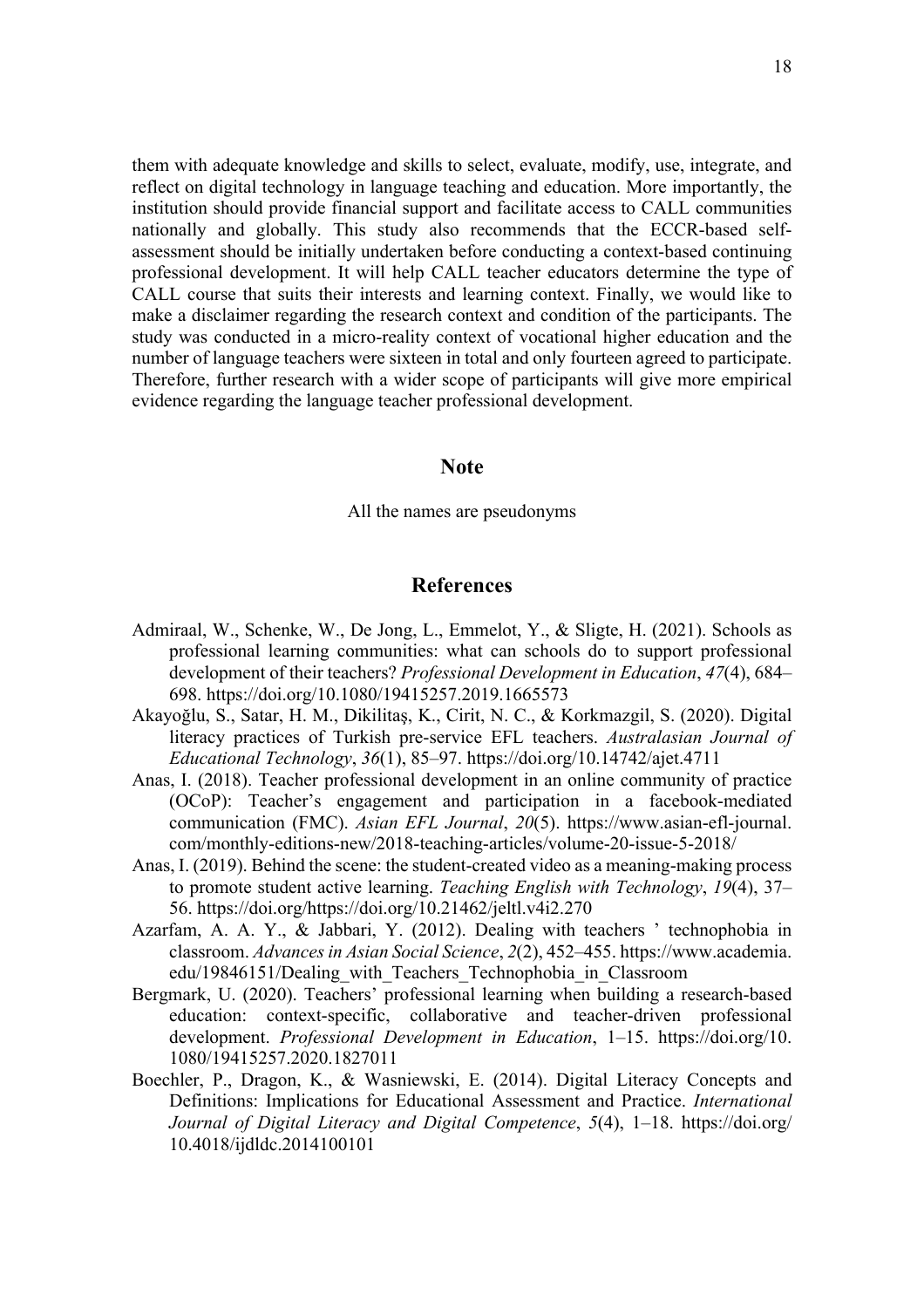them with adequate knowledge and skills to select, evaluate, modify, use, integrate, and reflect on digital technology in language teaching and education. More importantly, the institution should provide financial support and facilitate access to CALL communities nationally and globally. This study also recommends that the ECCR-based self-assessment should be initially undertaken before conducting a context-based continuing professional development. It will help CALL teacher educators determine the type of CALL course that suits their interests and learning context. Finally, we would like to make a disclaimer regarding the research context and condition of the participants. The study was conducted in a micro-reality context of vocational higher education and the number of language teachers were sixteen in total and only fourteen agreed to participate. Therefore, further research with a wider scope of participants will give more empirical evidence regarding the language teacher professional development.

## Note

All the names are pseudonyms

## References

Admiraal, W., Schenke, W., De Jong, L., Emmelot, Y., & Sligte, H. (2021). Schools as professional learning communities: what can schools do to support professional development of their teachers? *Professional Development in Education*, *47*(4), 684–698. https://doi.org/10.1080/19415257.2019.1665573

Akayoğlu, S., Satar, H. M., Dikilitaş, K., Cirit, N. C., & Korkmazgil, S. (2020). Digital literacy practices of Turkish pre-service EFL teachers. *Australasian Journal of Educational Technology*, *36*(1), 85–97. https://doi.org/10.14742/ajet.4711

Anas, I. (2018). Teacher professional development in an online community of practice (OCoP): Teacher's engagement and participation in a facebook-mediated communication (FMC). *Asian EFL Journal*, *20*(5). https://www.asian-efl-journal.com/monthly-editions-new/2018-teaching-articles/volume-20-issue-5-2018/

Anas, I. (2019). Behind the scene: the student-created video as a meaning-making process to promote student active learning. *Teaching English with Technology*, *19*(4), 37–56. https://doi.org/https://doi.org/10.21462/jeltl.v4i2.270

Azarfam, A. A. Y., & Jabbari, Y. (2012). Dealing with teachers ' technophobia in classroom. *Advances in Asian Social Science*, *2*(2), 452–455. https://www.academia.edu/19846151/Dealing_with_Teachers_Technophobia_in_Classroom

Bergmark, U. (2020). Teachers' professional learning when building a research-based education: context-specific, collaborative and teacher-driven professional development. *Professional Development in Education*, 1–15. https://doi.org/10.1080/19415257.2020.1827011

Boechler, P., Dragon, K., & Wasniewski, E. (2014). Digital Literacy Concepts and Definitions: Implications for Educational Assessment and Practice. *International Journal of Digital Literacy and Digital Competence*, *5*(4), 1–18. https://doi.org/10.4018/ijdldc.2014100101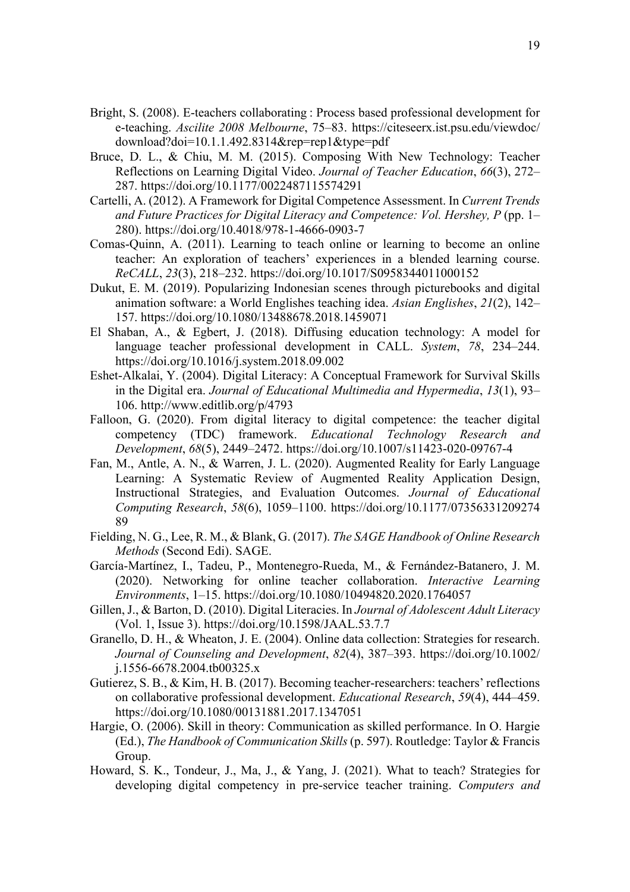Bright, S. (2008). E-teachers collaborating : Process based professional development for e-teaching. *Ascilite 2008 Melbourne*, 75–83. https://citeseerx.ist.psu.edu/viewdoc/download?doi=10.1.1.492.8314&rep=rep1&type=pdf

Bruce, D. L., & Chiu, M. M. (2015). Composing With New Technology: Teacher Reflections on Learning Digital Video. *Journal of Teacher Education*, *66*(3), 272–287. https://doi.org/10.1177/0022487115574291

Cartelli, A. (2012). A Framework for Digital Competence Assessment. In *Current Trends and Future Practices for Digital Literacy and Competence: Vol. Hershey, P* (pp. 1–280). https://doi.org/10.4018/978-1-4666-0903-7

Comas-Quinn, A. (2011). Learning to teach online or learning to become an online teacher: An exploration of teachers' experiences in a blended learning course. *ReCALL*, *23*(3), 218–232. https://doi.org/10.1017/S0958344011000152

Dukut, E. M. (2019). Popularizing Indonesian scenes through picturebooks and digital animation software: a World Englishes teaching idea. *Asian Englishes*, *21*(2), 142–157. https://doi.org/10.1080/13488678.2018.1459071

El Shaban, A., & Egbert, J. (2018). Diffusing education technology: A model for language teacher professional development in CALL. *System*, *78*, 234–244. https://doi.org/10.1016/j.system.2018.09.002

Eshet-Alkalai, Y. (2004). Digital Literacy: A Conceptual Framework for Survival Skills in the Digital era. *Journal of Educational Multimedia and Hypermedia*, *13*(1), 93–106. http://www.editlib.org/p/4793

Falloon, G. (2020). From digital literacy to digital competence: the teacher digital competency (TDC) framework. *Educational Technology Research and Development*, *68*(5), 2449–2472. https://doi.org/10.1007/s11423-020-09767-4

Fan, M., Antle, A. N., & Warren, J. L. (2020). Augmented Reality for Early Language Learning: A Systematic Review of Augmented Reality Application Design, Instructional Strategies, and Evaluation Outcomes. *Journal of Educational Computing Research*, *58*(6), 1059–1100. https://doi.org/10.1177/0735633120927489

Fielding, N. G., Lee, R. M., & Blank, G. (2017). *The SAGE Handbook of Online Research Methods* (Second Edi). SAGE.

García-Martínez, I., Tadeu, P., Montenegro-Rueda, M., & Fernández-Batanero, J. M. (2020). Networking for online teacher collaboration. *Interactive Learning Environments*, 1–15. https://doi.org/10.1080/10494820.2020.1764057

Gillen, J., & Barton, D. (2010). Digital Literacies. In *Journal of Adolescent Adult Literacy* (Vol. 1, Issue 3). https://doi.org/10.1598/JAAL.53.7.7

Granello, D. H., & Wheaton, J. E. (2004). Online data collection: Strategies for research. *Journal of Counseling and Development*, *82*(4), 387–393. https://doi.org/10.1002/j.1556-6678.2004.tb00325.x

Gutierez, S. B., & Kim, H. B. (2017). Becoming teacher-researchers: teachers' reflections on collaborative professional development. *Educational Research*, *59*(4), 444–459. https://doi.org/10.1080/00131881.2017.1347051

Hargie, O. (2006). Skill in theory: Communication as skilled performance. In O. Hargie (Ed.), *The Handbook of Communication Skills* (p. 597). Routledge: Taylor & Francis Group.

Howard, S. K., Tondeur, J., Ma, J., & Yang, J. (2021). What to teach? Strategies for developing digital competency in pre-service teacher training. *Computers and*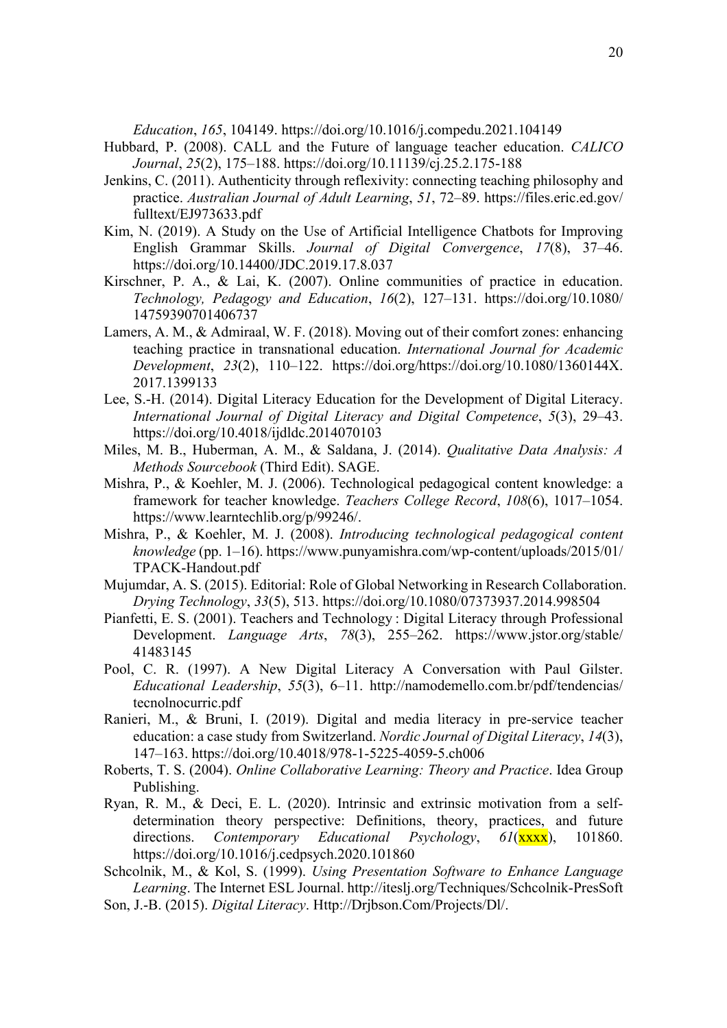*Education*, *165*, 104149. https://doi.org/10.1016/j.compedu.2021.104149

Hubbard, P. (2008). CALL and the Future of language teacher education. *CALICO Journal*, *25*(2), 175–188. https://doi.org/10.11139/cj.25.2.175-188

Jenkins, C. (2011). Authenticity through reflexivity: connecting teaching philosophy and practice. *Australian Journal of Adult Learning*, *51*, 72–89. https://files.eric.ed.gov/fulltext/EJ973633.pdf

Kim, N. (2019). A Study on the Use of Artificial Intelligence Chatbots for Improving English Grammar Skills. *Journal of Digital Convergence*, *17*(8), 37–46. https://doi.org/10.14400/JDC.2019.17.8.037

Kirschner, P. A., & Lai, K. (2007). Online communities of practice in education. *Technology, Pedagogy and Education*, *16*(2), 127–131. https://doi.org/10.1080/14759390701406737

Lamers, A. M., & Admiraal, W. F. (2018). Moving out of their comfort zones: enhancing teaching practice in transnational education. *International Journal for Academic Development*, *23*(2), 110–122. https://doi.org/https://doi.org/10.1080/1360144X.2017.1399133

Lee, S.-H. (2014). Digital Literacy Education for the Development of Digital Literacy. *International Journal of Digital Literacy and Digital Competence*, *5*(3), 29–43. https://doi.org/10.4018/ijdldc.2014070103

Miles, M. B., Huberman, A. M., & Saldana, J. (2014). *Qualitative Data Analysis: A Methods Sourcebook* (Third Edit). SAGE.

Mishra, P., & Koehler, M. J. (2006). Technological pedagogical content knowledge: a framework for teacher knowledge. *Teachers College Record*, *108*(6), 1017–1054. https://www.learntechlib.org/p/99246/.

Mishra, P., & Koehler, M. J. (2008). *Introducing technological pedagogical content knowledge* (pp. 1–16). https://www.punyamishra.com/wp-content/uploads/2015/01/TPACK-Handout.pdf

Mujumdar, A. S. (2015). Editorial: Role of Global Networking in Research Collaboration. *Drying Technology*, *33*(5), 513. https://doi.org/10.1080/07373937.2014.998504

Pianfetti, E. S. (2001). Teachers and Technology : Digital Literacy through Professional Development. *Language Arts*, *78*(3), 255–262. https://www.jstor.org/stable/41483145

Pool, C. R. (1997). A New Digital Literacy A Conversation with Paul Gilster. *Educational Leadership*, *55*(3), 6–11. http://namodemello.com.br/pdf/tendencias/tecnolnocurric.pdf

Ranieri, M., & Bruni, I. (2019). Digital and media literacy in pre-service teacher education: a case study from Switzerland. *Nordic Journal of Digital Literacy*, *14*(3), 147–163. https://doi.org/10.4018/978-1-5225-4059-5.ch006

Roberts, T. S. (2004). *Online Collaborative Learning: Theory and Practice*. Idea Group Publishing.

Ryan, R. M., & Deci, E. L. (2020). Intrinsic and extrinsic motivation from a self-determination theory perspective: Definitions, theory, practices, and future directions. *Contemporary Educational Psychology*, *61*(xxxx), 101860. https://doi.org/10.1016/j.cedpsych.2020.101860

Schcolnik, M., & Kol, S. (1999). *Using Presentation Software to Enhance Language Learning*. The Internet ESL Journal. http://iteslj.org/Techniques/Schcolnik-PresSoft

Son, J.-B. (2015). *Digital Literacy*. Http://Drjbson.Com/Projects/Dl/.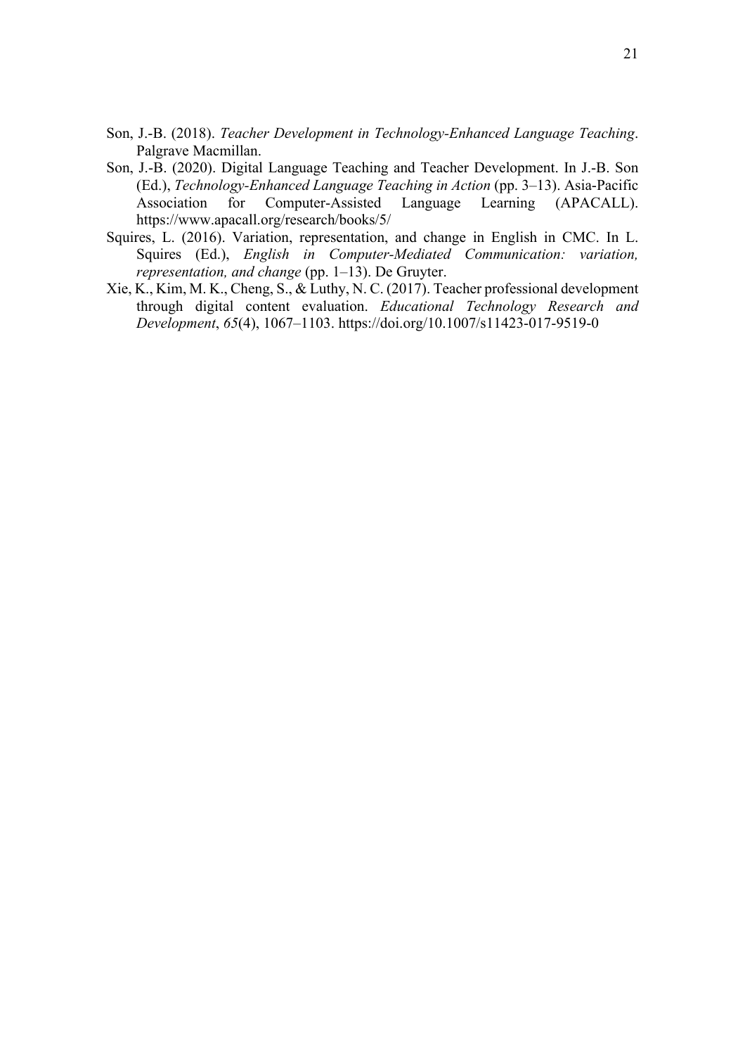Son, J.-B. (2018). *Teacher Development in Technology-Enhanced Language Teaching*. Palgrave Macmillan.

Son, J.-B. (2020). Digital Language Teaching and Teacher Development. In J.-B. Son (Ed.), *Technology-Enhanced Language Teaching in Action* (pp. 3–13). Asia-Pacific Association for Computer-Assisted Language Learning (APACALL). https://www.apacall.org/research/books/5/

Squires, L. (2016). Variation, representation, and change in English in CMC. In L. Squires (Ed.), *English in Computer-Mediated Communication: variation, representation, and change* (pp. 1–13). De Gruyter.

Xie, K., Kim, M. K., Cheng, S., & Luthy, N. C. (2017). Teacher professional development through digital content evaluation. *Educational Technology Research and Development*, *65*(4), 1067–1103. https://doi.org/10.1007/s11423-017-9519-0